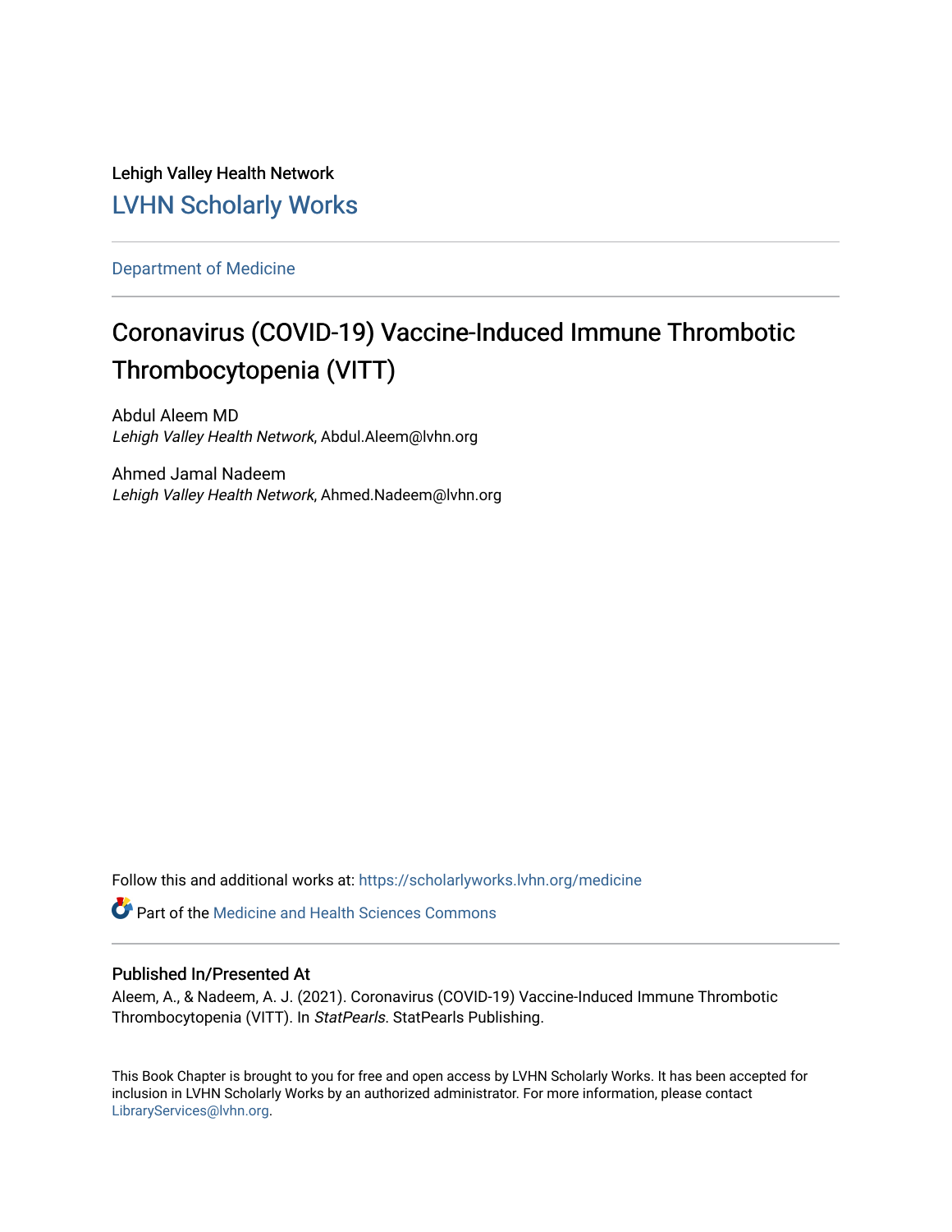Lehigh Valley Health Network

LVHN Scholarly Works

Department of Medicine

# Coronavirus (COVID-19) Vaccine-Induced Immune Thrombotic Thrombocytopenia (VITT)

Abdul Aleem MD
*Lehigh Valley Health Network*, Abdul.Aleem@lvhn.org

Ahmed Jamal Nadeem
*Lehigh Valley Health Network*, Ahmed.Nadeem@lvhn.org

Follow this and additional works at: https://scholarlyworks.lvhn.org/medicine

Part of the Medicine and Health Sciences Commons

## Published In/Presented At

Aleem, A., & Nadeem, A. J. (2021). Coronavirus (COVID-19) Vaccine-Induced Immune Thrombotic Thrombocytopenia (VITT). In *StatPearls*. StatPearls Publishing.

This Book Chapter is brought to you for free and open access by LVHN Scholarly Works. It has been accepted for inclusion in LVHN Scholarly Works by an authorized administrator. For more information, please contact LibraryServices@lvhn.org.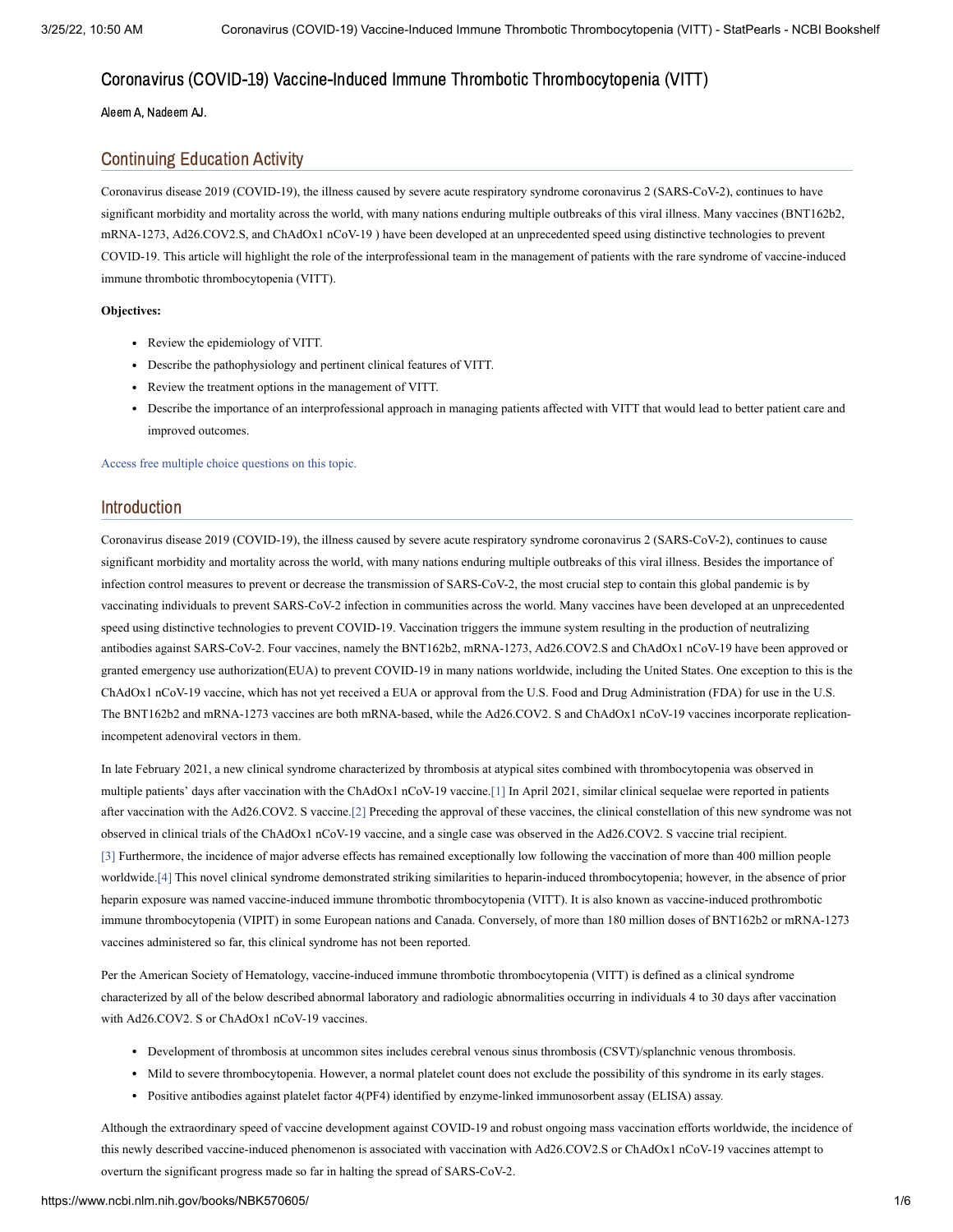# Coronavirus (COVID-19) Vaccine-Induced Immune Thrombotic Thrombocytopenia (VITT)

Aleem A, Nadeem AJ.

## Continuing Education Activity

Coronavirus disease 2019 (COVID-19), the illness caused by severe acute respiratory syndrome coronavirus 2 (SARS-CoV-2), continues to have significant morbidity and mortality across the world, with many nations enduring multiple outbreaks of this viral illness. Many vaccines (BNT162b2, mRNA-1273, Ad26.COV2.S, and ChAdOx1 nCoV-19 ) have been developed at an unprecedented speed using distinctive technologies to prevent COVID-19. This article will highlight the role of the interprofessional team in the management of patients with the rare syndrome of vaccine-induced immune thrombotic thrombocytopenia (VITT).

**Objectives:**

- Review the epidemiology of VITT.
- Describe the pathophysiology and pertinent clinical features of VITT.
- Review the treatment options in the management of VITT.
- Describe the importance of an interprofessional approach in managing patients affected with VITT that would lead to better patient care and improved outcomes.

Access free multiple choice questions on this topic.

## Introduction

Coronavirus disease 2019 (COVID-19), the illness caused by severe acute respiratory syndrome coronavirus 2 (SARS-CoV-2), continues to cause significant morbidity and mortality across the world, with many nations enduring multiple outbreaks of this viral illness. Besides the importance of infection control measures to prevent or decrease the transmission of SARS-CoV-2, the most crucial step to contain this global pandemic is by vaccinating individuals to prevent SARS-CoV-2 infection in communities across the world. Many vaccines have been developed at an unprecedented speed using distinctive technologies to prevent COVID-19. Vaccination triggers the immune system resulting in the production of neutralizing antibodies against SARS-CoV-2. Four vaccines, namely the BNT162b2, mRNA-1273, Ad26.COV2.S and ChAdOx1 nCoV-19 have been approved or granted emergency use authorization(EUA) to prevent COVID-19 in many nations worldwide, including the United States. One exception to this is the ChAdOx1 nCoV-19 vaccine, which has not yet received a EUA or approval from the U.S. Food and Drug Administration (FDA) for use in the U.S. The BNT162b2 and mRNA-1273 vaccines are both mRNA-based, while the Ad26.COV2. S and ChAdOx1 nCoV-19 vaccines incorporate replication-incompetent adenoviral vectors in them.

In late February 2021, a new clinical syndrome characterized by thrombosis at atypical sites combined with thrombocytopenia was observed in multiple patients' days after vaccination with the ChAdOx1 nCoV-19 vaccine.[1] In April 2021, similar clinical sequelae were reported in patients after vaccination with the Ad26.COV2. S vaccine.[2] Preceding the approval of these vaccines, the clinical constellation of this new syndrome was not observed in clinical trials of the ChAdOx1 nCoV-19 vaccine, and a single case was observed in the Ad26.COV2. S vaccine trial recipient.[3] Furthermore, the incidence of major adverse effects has remained exceptionally low following the vaccination of more than 400 million people worldwide.[4] This novel clinical syndrome demonstrated striking similarities to heparin-induced thrombocytopenia; however, in the absence of prior heparin exposure was named vaccine-induced immune thrombotic thrombocytopenia (VITT). It is also known as vaccine-induced prothrombotic immune thrombocytopenia (VIPIT) in some European nations and Canada. Conversely, of more than 180 million doses of BNT162b2 or mRNA-1273 vaccines administered so far, this clinical syndrome has not been reported.

Per the American Society of Hematology, vaccine-induced immune thrombotic thrombocytopenia (VITT) is defined as a clinical syndrome characterized by all of the below described abnormal laboratory and radiologic abnormalities occurring in individuals 4 to 30 days after vaccination with Ad26.COV2. S or ChAdOx1 nCoV-19 vaccines.

- Development of thrombosis at uncommon sites includes cerebral venous sinus thrombosis (CSVT)/splanchnic venous thrombosis.
- Mild to severe thrombocytopenia. However, a normal platelet count does not exclude the possibility of this syndrome in its early stages.
- Positive antibodies against platelet factor 4(PF4) identified by enzyme-linked immunosorbent assay (ELISA) assay.

Although the extraordinary speed of vaccine development against COVID-19 and robust ongoing mass vaccination efforts worldwide, the incidence of this newly described vaccine-induced phenomenon is associated with vaccination with Ad26.COV2.S or ChAdOx1 nCoV-19 vaccines attempt to overturn the significant progress made so far in halting the spread of SARS-CoV-2.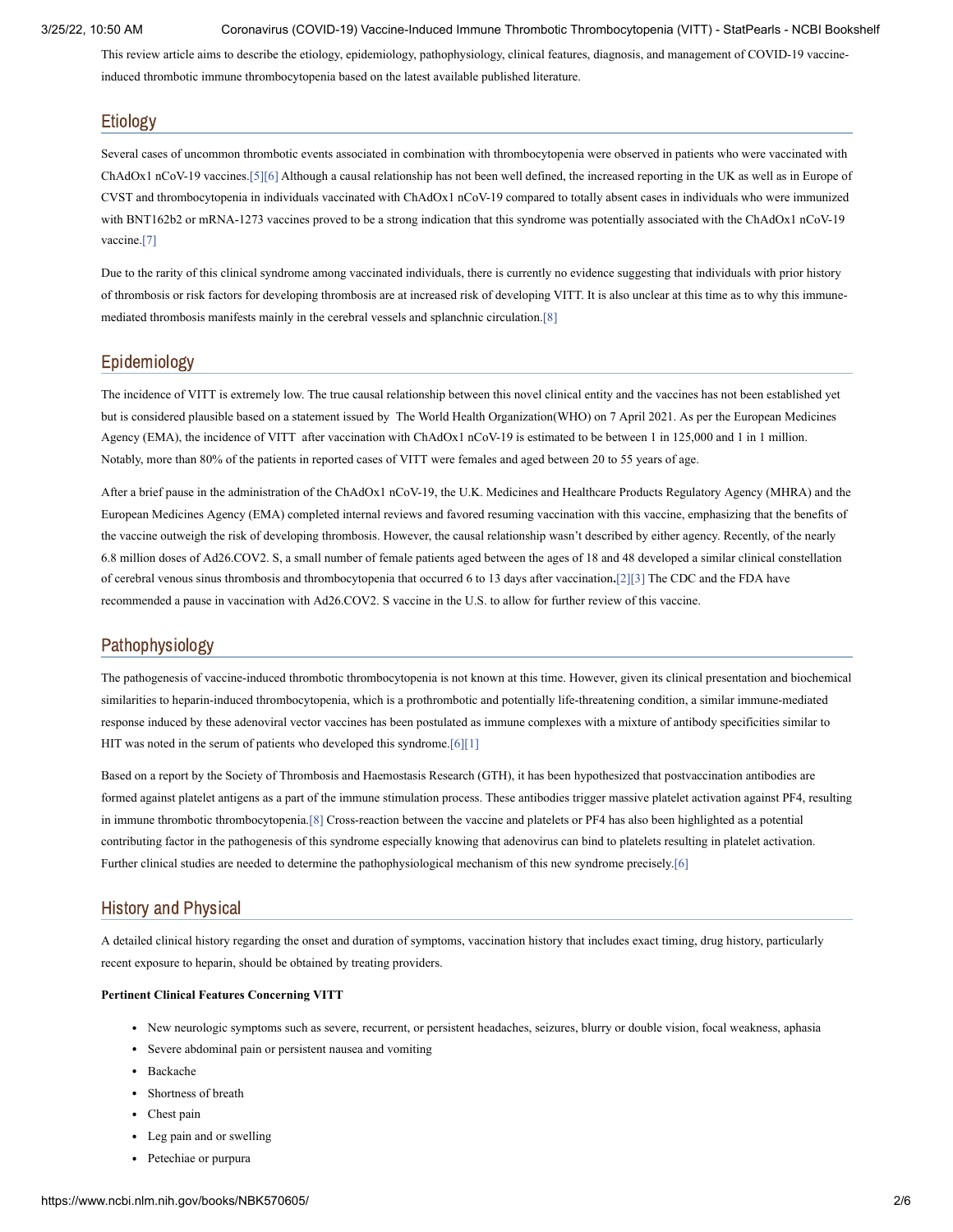This review article aims to describe the etiology, epidemiology, pathophysiology, clinical features, diagnosis, and management of COVID-19 vaccine-induced thrombotic immune thrombocytopenia based on the latest available published literature.

## Etiology

Several cases of uncommon thrombotic events associated in combination with thrombocytopenia were observed in patients who were vaccinated with ChAdOx1 nCoV-19 vaccines.[5][6] Although a causal relationship has not been well defined, the increased reporting in the UK as well as in Europe of CVST and thrombocytopenia in individuals vaccinated with ChAdOx1 nCoV-19 compared to totally absent cases in individuals who were immunized with BNT162b2 or mRNA-1273 vaccines proved to be a strong indication that this syndrome was potentially associated with the ChAdOx1 nCoV-19 vaccine.[7]

Due to the rarity of this clinical syndrome among vaccinated individuals, there is currently no evidence suggesting that individuals with prior history of thrombosis or risk factors for developing thrombosis are at increased risk of developing VITT. It is also unclear at this time as to why this immune-mediated thrombosis manifests mainly in the cerebral vessels and splanchnic circulation.[8]

## Epidemiology

The incidence of VITT is extremely low. The true causal relationship between this novel clinical entity and the vaccines has not been established yet but is considered plausible based on a statement issued by The World Health Organization(WHO) on 7 April 2021. As per the European Medicines Agency (EMA), the incidence of VITT after vaccination with ChAdOx1 nCoV-19 is estimated to be between 1 in 125,000 and 1 in 1 million. Notably, more than 80% of the patients in reported cases of VITT were females and aged between 20 to 55 years of age.

After a brief pause in the administration of the ChAdOx1 nCoV-19, the U.K. Medicines and Healthcare Products Regulatory Agency (MHRA) and the European Medicines Agency (EMA) completed internal reviews and favored resuming vaccination with this vaccine, emphasizing that the benefits of the vaccine outweigh the risk of developing thrombosis. However, the causal relationship wasn't described by either agency. Recently, of the nearly 6.8 million doses of Ad26.COV2. S, a small number of female patients aged between the ages of 18 and 48 developed a similar clinical constellation of cerebral venous sinus thrombosis and thrombocytopenia that occurred 6 to 13 days after vaccination**.**[2][3] The CDC and the FDA have recommended a pause in vaccination with Ad26.COV2. S vaccine in the U.S. to allow for further review of this vaccine.

## Pathophysiology

The pathogenesis of vaccine-induced thrombotic thrombocytopenia is not known at this time. However, given its clinical presentation and biochemical similarities to heparin-induced thrombocytopenia, which is a prothrombotic and potentially life-threatening condition, a similar immune-mediated response induced by these adenoviral vector vaccines has been postulated as immune complexes with a mixture of antibody specificities similar to HIT was noted in the serum of patients who developed this syndrome.[6][1]

Based on a report by the Society of Thrombosis and Haemostasis Research (GTH), it has been hypothesized that postvaccination antibodies are formed against platelet antigens as a part of the immune stimulation process. These antibodies trigger massive platelet activation against PF4, resulting in immune thrombotic thrombocytopenia.[8] Cross-reaction between the vaccine and platelets or PF4 has also been highlighted as a potential contributing factor in the pathogenesis of this syndrome especially knowing that adenovirus can bind to platelets resulting in platelet activation. Further clinical studies are needed to determine the pathophysiological mechanism of this new syndrome precisely.[6]

## History and Physical

A detailed clinical history regarding the onset and duration of symptoms, vaccination history that includes exact timing, drug history, particularly recent exposure to heparin, should be obtained by treating providers.

**Pertinent Clinical Features Concerning VITT**

- New neurologic symptoms such as severe, recurrent, or persistent headaches, seizures, blurry or double vision, focal weakness, aphasia
- Severe abdominal pain or persistent nausea and vomiting
- Backache
- Shortness of breath
- Chest pain
- Leg pain and or swelling
- Petechiae or purpura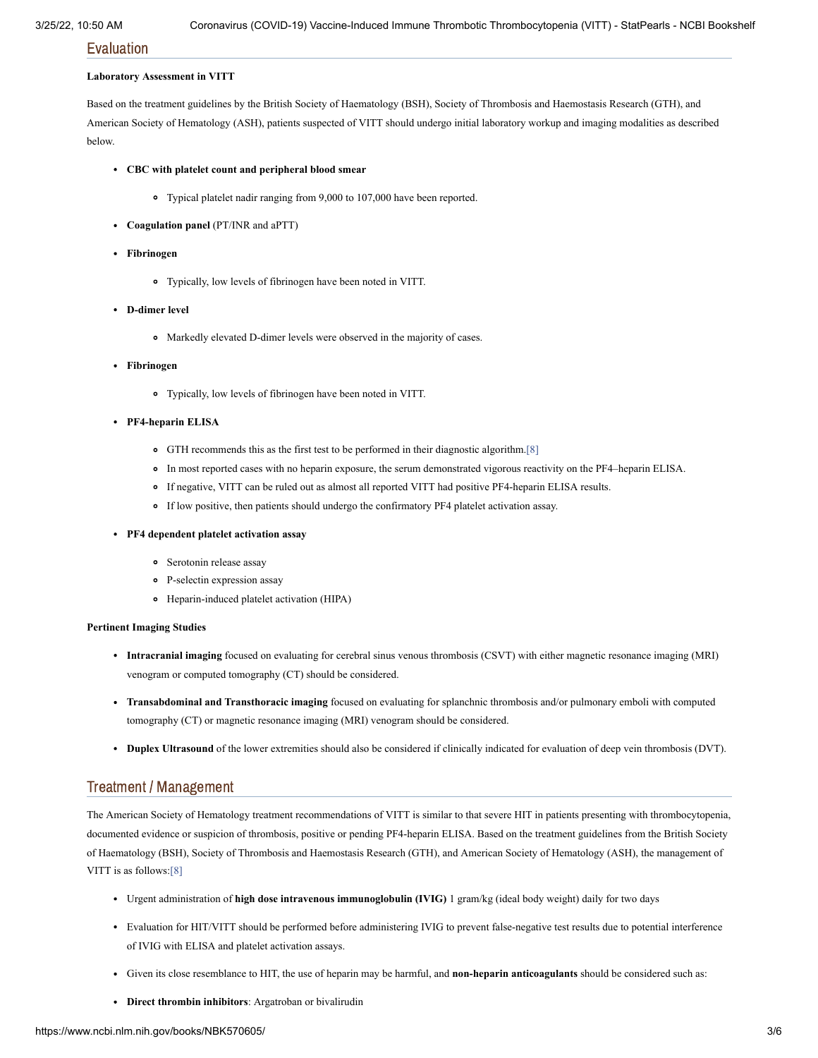## Evaluation

**Laboratory Assessment in VITT**

Based on the treatment guidelines by the British Society of Haematology (BSH), Society of Thrombosis and Haemostasis Research (GTH), and American Society of Hematology (ASH), patients suspected of VITT should undergo initial laboratory workup and imaging modalities as described below.

- **CBC with platelet count and peripheral blood smear**
  - Typical platelet nadir ranging from 9,000 to 107,000 have been reported.
- **Coagulation panel** (PT/INR and aPTT)
- **Fibrinogen**
  - Typically, low levels of fibrinogen have been noted in VITT.
- **D-dimer level**
  - Markedly elevated D-dimer levels were observed in the majority of cases.
- **Fibrinogen**
  - Typically, low levels of fibrinogen have been noted in VITT.
- **PF4-heparin ELISA**
  - GTH recommends this as the first test to be performed in their diagnostic algorithm.[8]
  - In most reported cases with no heparin exposure, the serum demonstrated vigorous reactivity on the PF4–heparin ELISA.
  - If negative, VITT can be ruled out as almost all reported VITT had positive PF4-heparin ELISA results.
  - If low positive, then patients should undergo the confirmatory PF4 platelet activation assay.
- **PF4 dependent platelet activation assay**
  - Serotonin release assay
  - P-selectin expression assay
  - Heparin-induced platelet activation (HIPA)

**Pertinent Imaging Studies**

- **Intracranial imaging** focused on evaluating for cerebral sinus venous thrombosis (CSVT) with either magnetic resonance imaging (MRI) venogram or computed tomography (CT) should be considered.
- **Transabdominal and Transthoracic imaging** focused on evaluating for splanchnic thrombosis and/or pulmonary emboli with computed tomography (CT) or magnetic resonance imaging (MRI) venogram should be considered.
- **Duplex Ultrasound** of the lower extremities should also be considered if clinically indicated for evaluation of deep vein thrombosis (DVT).

## Treatment / Management

The American Society of Hematology treatment recommendations of VITT is similar to that severe HIT in patients presenting with thrombocytopenia, documented evidence or suspicion of thrombosis, positive or pending PF4-heparin ELISA. Based on the treatment guidelines from the British Society of Haematology (BSH), Society of Thrombosis and Haemostasis Research (GTH), and American Society of Hematology (ASH), the management of VITT is as follows:[8]

- Urgent administration of **high dose intravenous immunoglobulin (IVIG)** 1 gram/kg (ideal body weight) daily for two days
- Evaluation for HIT/VITT should be performed before administering IVIG to prevent false-negative test results due to potential interference of IVIG with ELISA and platelet activation assays.
- Given its close resemblance to HIT, the use of heparin may be harmful, and **non-heparin anticoagulants** should be considered such as:
- **Direct thrombin inhibitors**: Argatroban or bivalirudin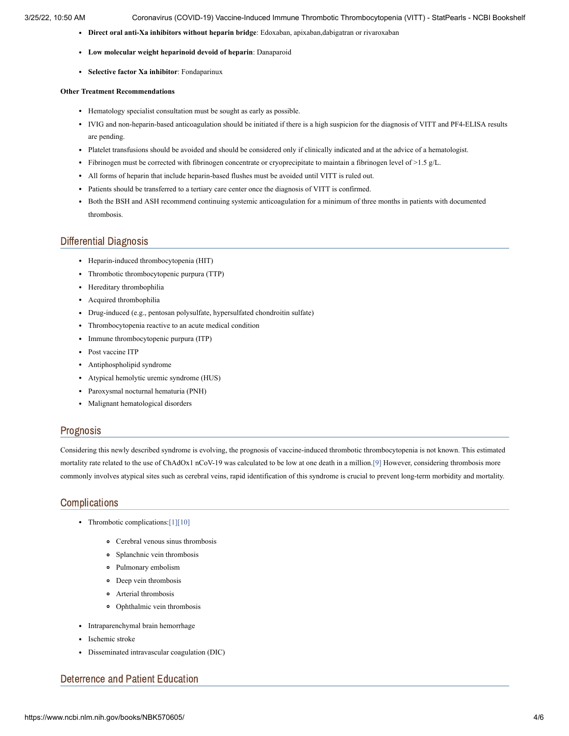- **Direct oral anti-Xa inhibitors without heparin bridge**: Edoxaban, apixaban,dabigatran or rivaroxaban
- **Low molecular weight heparinoid devoid of heparin**: Danaparoid
- **Selective factor Xa inhibitor**: Fondaparinux

**Other Treatment Recommendations**

- Hematology specialist consultation must be sought as early as possible.
- IVIG and non-heparin-based anticoagulation should be initiated if there is a high suspicion for the diagnosis of VITT and PF4-ELISA results are pending.
- Platelet transfusions should be avoided and should be considered only if clinically indicated and at the advice of a hematologist.
- Fibrinogen must be corrected with fibrinogen concentrate or cryoprecipitate to maintain a fibrinogen level of >1.5 g/L.
- All forms of heparin that include heparin-based flushes must be avoided until VITT is ruled out.
- Patients should be transferred to a tertiary care center once the diagnosis of VITT is confirmed.
- Both the BSH and ASH recommend continuing systemic anticoagulation for a minimum of three months in patients with documented thrombosis.

## Differential Diagnosis

- Heparin-induced thrombocytopenia (HIT)
- Thrombotic thrombocytopenic purpura (TTP)
- Hereditary thrombophilia
- Acquired thrombophilia
- Drug-induced (e.g., pentosan polysulfate, hypersulfated chondroitin sulfate)
- Thrombocytopenia reactive to an acute medical condition
- Immune thrombocytopenic purpura (ITP)
- Post vaccine ITP
- Antiphospholipid syndrome
- Atypical hemolytic uremic syndrome (HUS)
- Paroxysmal nocturnal hematuria (PNH)
- Malignant hematological disorders

## Prognosis

Considering this newly described syndrome is evolving, the prognosis of vaccine-induced thrombotic thrombocytopenia is not known. This estimated mortality rate related to the use of ChAdOx1 nCoV-19 was calculated to be low at one death in a million.[9] However, considering thrombosis more commonly involves atypical sites such as cerebral veins, rapid identification of this syndrome is crucial to prevent long-term morbidity and mortality.

## Complications

- Thrombotic complications:[1][10]
  - Cerebral venous sinus thrombosis
  - Splanchnic vein thrombosis
  - Pulmonary embolism
  - Deep vein thrombosis
  - Arterial thrombosis
  - Ophthalmic vein thrombosis
- Intraparenchymal brain hemorrhage
- Ischemic stroke
- Disseminated intravascular coagulation (DIC)

## Deterrence and Patient Education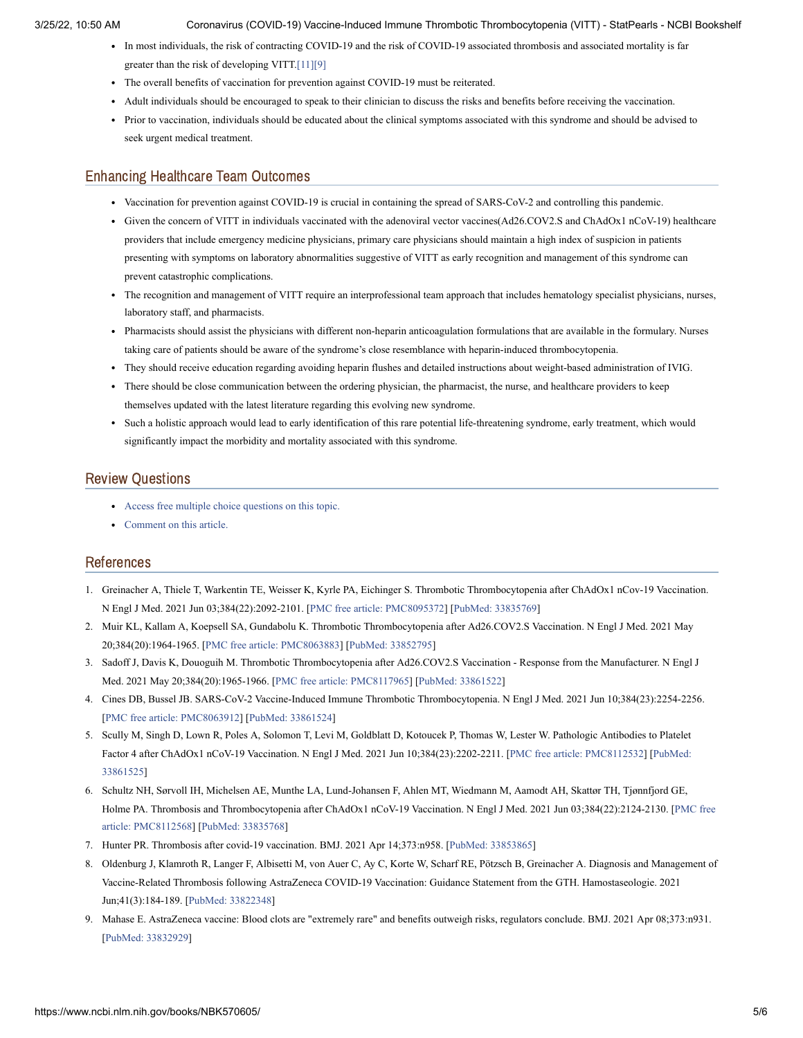- In most individuals, the risk of contracting COVID-19 and the risk of COVID-19 associated thrombosis and associated mortality is far greater than the risk of developing VITT.[11][9]
- The overall benefits of vaccination for prevention against COVID-19 must be reiterated.
- Adult individuals should be encouraged to speak to their clinician to discuss the risks and benefits before receiving the vaccination.
- Prior to vaccination, individuals should be educated about the clinical symptoms associated with this syndrome and should be advised to seek urgent medical treatment.

## Enhancing Healthcare Team Outcomes

- Vaccination for prevention against COVID-19 is crucial in containing the spread of SARS-CoV-2 and controlling this pandemic.
- Given the concern of VITT in individuals vaccinated with the adenoviral vector vaccines(Ad26.COV2.S and ChAdOx1 nCoV-19) healthcare providers that include emergency medicine physicians, primary care physicians should maintain a high index of suspicion in patients presenting with symptoms on laboratory abnormalities suggestive of VITT as early recognition and management of this syndrome can prevent catastrophic complications.
- The recognition and management of VITT require an interprofessional team approach that includes hematology specialist physicians, nurses, laboratory staff, and pharmacists.
- Pharmacists should assist the physicians with different non-heparin anticoagulation formulations that are available in the formulary. Nurses taking care of patients should be aware of the syndrome's close resemblance with heparin-induced thrombocytopenia.
- They should receive education regarding avoiding heparin flushes and detailed instructions about weight-based administration of IVIG.
- There should be close communication between the ordering physician, the pharmacist, the nurse, and healthcare providers to keep themselves updated with the latest literature regarding this evolving new syndrome.
- Such a holistic approach would lead to early identification of this rare potential life-threatening syndrome, early treatment, which would significantly impact the morbidity and mortality associated with this syndrome.

## Review Questions

- Access free multiple choice questions on this topic.
- Comment on this article.

## References

1. Greinacher A, Thiele T, Warkentin TE, Weisser K, Kyrle PA, Eichinger S. Thrombotic Thrombocytopenia after ChAdOx1 nCov-19 Vaccination. N Engl J Med. 2021 Jun 03;384(22):2092-2101. [PMC free article: PMC8095372] [PubMed: 33835769]
2. Muir KL, Kallam A, Koepsell SA, Gundabolu K. Thrombotic Thrombocytopenia after Ad26.COV2.S Vaccination. N Engl J Med. 2021 May 20;384(20):1964-1965. [PMC free article: PMC8063883] [PubMed: 33852795]
3. Sadoff J, Davis K, Douoguih M. Thrombotic Thrombocytopenia after Ad26.COV2.S Vaccination - Response from the Manufacturer. N Engl J Med. 2021 May 20;384(20):1965-1966. [PMC free article: PMC8117965] [PubMed: 33861522]
4. Cines DB, Bussel JB. SARS-CoV-2 Vaccine-Induced Immune Thrombotic Thrombocytopenia. N Engl J Med. 2021 Jun 10;384(23):2254-2256. [PMC free article: PMC8063912] [PubMed: 33861524]
5. Scully M, Singh D, Lown R, Poles A, Solomon T, Levi M, Goldblatt D, Kotoucek P, Thomas W, Lester W. Pathologic Antibodies to Platelet Factor 4 after ChAdOx1 nCoV-19 Vaccination. N Engl J Med. 2021 Jun 10;384(23):2202-2211. [PMC free article: PMC8112532] [PubMed: 33861525]
6. Schultz NH, Sørvoll IH, Michelsen AE, Munthe LA, Lund-Johansen F, Ahlen MT, Wiedmann M, Aamodt AH, Skattør TH, Tjønnfjord GE, Holme PA. Thrombosis and Thrombocytopenia after ChAdOx1 nCoV-19 Vaccination. N Engl J Med. 2021 Jun 03;384(22):2124-2130. [PMC free article: PMC8112568] [PubMed: 33835768]
7. Hunter PR. Thrombosis after covid-19 vaccination. BMJ. 2021 Apr 14;373:n958. [PubMed: 33853865]
8. Oldenburg J, Klamroth R, Langer F, Albisetti M, von Auer C, Ay C, Korte W, Scharf RE, Pötzsch B, Greinacher A. Diagnosis and Management of Vaccine-Related Thrombosis following AstraZeneca COVID-19 Vaccination: Guidance Statement from the GTH. Hamostaseologie. 2021 Jun;41(3):184-189. [PubMed: 33822348]
9. Mahase E. AstraZeneca vaccine: Blood clots are "extremely rare" and benefits outweigh risks, regulators conclude. BMJ. 2021 Apr 08;373:n931. [PubMed: 33832929]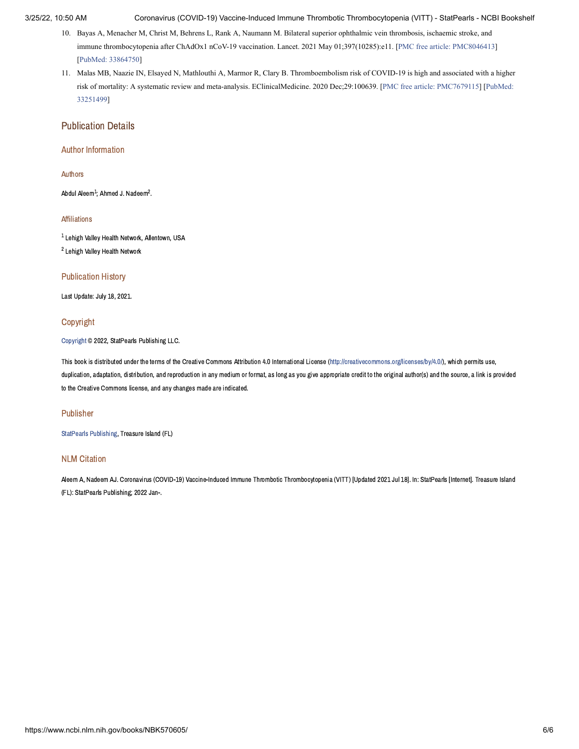10. Bayas A, Menacher M, Christ M, Behrens L, Rank A, Naumann M. Bilateral superior ophthalmic vein thrombosis, ischaemic stroke, and immune thrombocytopenia after ChAdOx1 nCoV-19 vaccination. Lancet. 2021 May 01;397(10285):e11. [PMC free article: PMC8046413] [PubMed: 33864750]
11. Malas MB, Naazie IN, Elsayed N, Mathlouthi A, Marmor R, Clary B. Thromboembolism risk of COVID-19 is high and associated with a higher risk of mortality: A systematic review and meta-analysis. EClinicalMedicine. 2020 Dec;29:100639. [PMC free article: PMC7679115] [PubMed: 33251499]

## Publication Details

### Author Information

#### Authors

Abdul Aleem[1]; Ahmed J. Nadeem[2].

#### Affiliations

[1] Lehigh Valley Health Network, Allentown, USA

[2] Lehigh Valley Health Network

### Publication History

Last Update: July 18, 2021.

### Copyright

Copyright © 2022, StatPearls Publishing LLC.

This book is distributed under the terms of the Creative Commons Attribution 4.0 International License (http://creativecommons.org/licenses/by/4.0/), which permits use, duplication, adaptation, distribution, and reproduction in any medium or format, as long as you give appropriate credit to the original author(s) and the source, a link is provided to the Creative Commons license, and any changes made are indicated.

### Publisher

StatPearls Publishing, Treasure Island (FL)

### NLM Citation

Aleem A, Nadeem AJ. Coronavirus (COVID-19) Vaccine-Induced Immune Thrombotic Thrombocytopenia (VITT) [Updated 2021 Jul 18]. In: StatPearls [Internet]. Treasure Island (FL): StatPearls Publishing; 2022 Jan-.